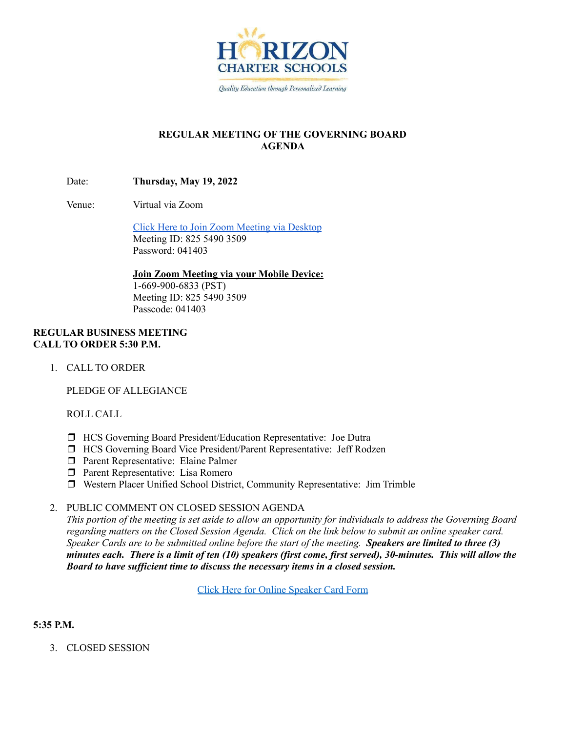HORIZON CHARTER SCHOOLS

*Quality Education through Personalized Learning*

# REGULAR MEETING OF THE GOVERNING BOARD AGENDA

Date: **Thursday, May 19, 2022**

Venue: Virtual via Zoom

Click Here to Join Zoom Meeting via Desktop
Meeting ID: 825 5490 3509
Password: 041403

**Join Zoom Meeting via your Mobile Device:**
1-669-900-6833 (PST)
Meeting ID: 825 5490 3509
Passcode: 041403

**REGULAR BUSINESS MEETING**
**CALL TO ORDER 5:30 P.M.**

1. CALL TO ORDER

   PLEDGE OF ALLEGIANCE

   ROLL CALL

   - ❒ HCS Governing Board President/Education Representative: Joe Dutra
   - ❒ HCS Governing Board Vice President/Parent Representative: Jeff Rodzen
   - ❒ Parent Representative: Elaine Palmer
   - ❒ Parent Representative: Lisa Romero
   - ❒ Western Placer Unified School District, Community Representative: Jim Trimble

2. PUBLIC COMMENT ON CLOSED SESSION AGENDA
   *This portion of the meeting is set aside to allow an opportunity for individuals to address the Governing Board regarding matters on the Closed Session Agenda. Click on the link below to submit an online speaker card. Speaker Cards are to be submitted online before the start of the meeting.* ***Speakers are limited to three (3) minutes each. There is a limit of ten (10) speakers (first come, first served), 30-minutes. This will allow the Board to have sufficient time to discuss the necessary items in a closed session.***

   Click Here for Online Speaker Card Form

**5:35 P.M.**

3. CLOSED SESSION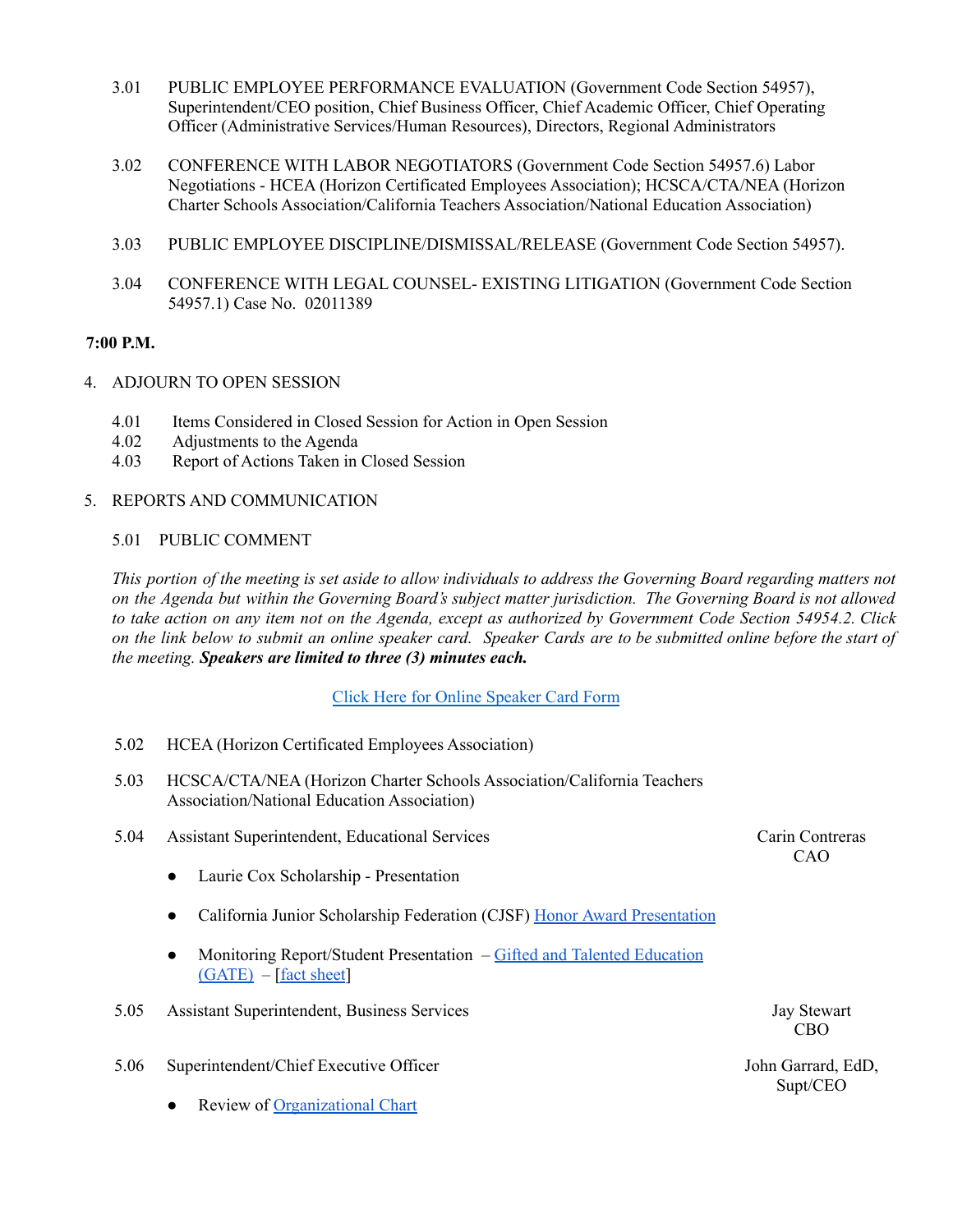3.01 PUBLIC EMPLOYEE PERFORMANCE EVALUATION (Government Code Section 54957), Superintendent/CEO position, Chief Business Officer, Chief Academic Officer, Chief Operating Officer (Administrative Services/Human Resources), Directors, Regional Administrators

3.02 CONFERENCE WITH LABOR NEGOTIATORS (Government Code Section 54957.6) Labor Negotiations - HCEA (Horizon Certificated Employees Association); HCSCA/CTA/NEA (Horizon Charter Schools Association/California Teachers Association/National Education Association)

3.03 PUBLIC EMPLOYEE DISCIPLINE/DISMISSAL/RELEASE (Government Code Section 54957).

3.04 CONFERENCE WITH LEGAL COUNSEL- EXISTING LITIGATION (Government Code Section 54957.1) Case No. 02011389

**7:00 P.M.**

4. ADJOURN TO OPEN SESSION

   4.01 Items Considered in Closed Session for Action in Open Session
   4.02 Adjustments to the Agenda
   4.03 Report of Actions Taken in Closed Session

5. REPORTS AND COMMUNICATION

   5.01 PUBLIC COMMENT

*This portion of the meeting is set aside to allow individuals to address the Governing Board regarding matters not on the Agenda but within the Governing Board's subject matter jurisdiction. The Governing Board is not allowed to take action on any item not on the Agenda, except as authorized by Government Code Section 54954.2. Click on the link below to submit an online speaker card. Speaker Cards are to be submitted online before the start of the meeting.* ***Speakers are limited to three (3) minutes each.***

[Click Here for Online Speaker Card Form]

5.02 HCEA (Horizon Certificated Employees Association)

5.03 HCSCA/CTA/NEA (Horizon Charter Schools Association/California Teachers Association/National Education Association)

5.04 Assistant Superintendent, Educational Services — Carin Contreras, CAO

- Laurie Cox Scholarship - Presentation
- California Junior Scholarship Federation (CJSF) [Honor Award Presentation]
- Monitoring Report/Student Presentation – [Gifted and Talented Education (GATE)] – [[fact sheet]]

5.05 Assistant Superintendent, Business Services — Jay Stewart, CBO

5.06 Superintendent/Chief Executive Officer — John Garrard, EdD, Supt/CEO

- Review of [Organizational Chart]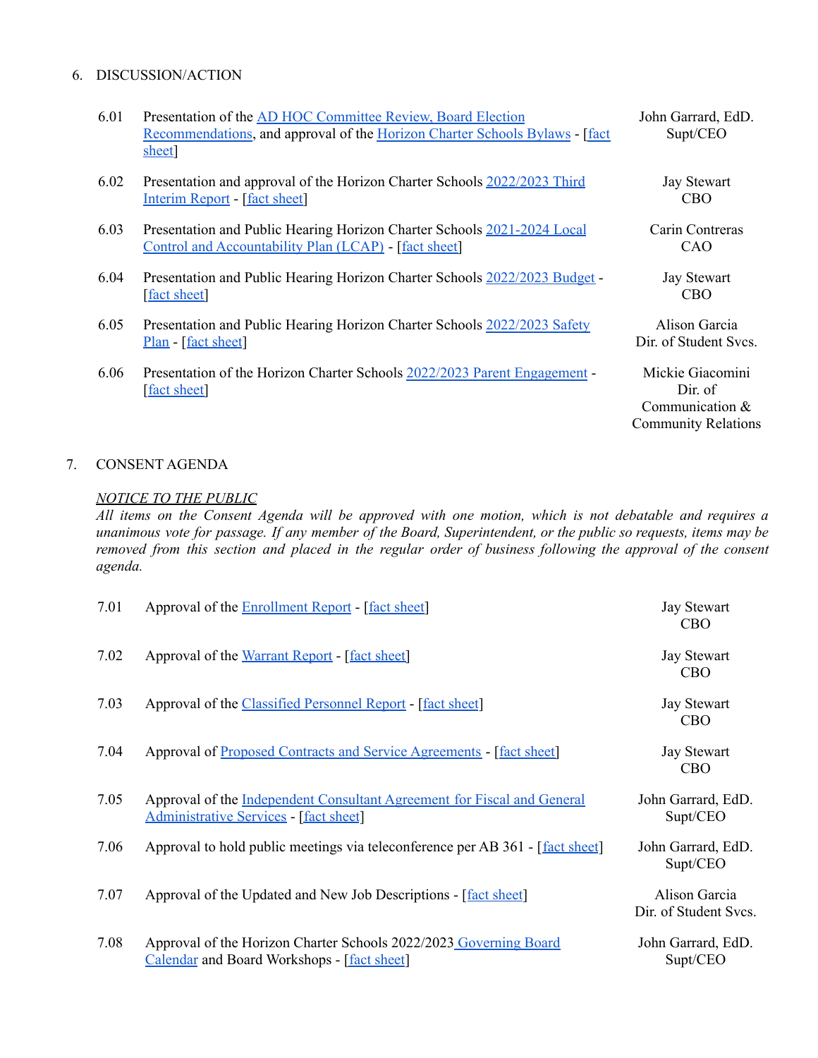6. DISCUSSION/ACTION

| | | |
|---|---|---|
| 6.01 | Presentation of the AD HOC Committee Review, Board Election Recommendations, and approval of the Horizon Charter Schools Bylaws - [fact sheet] | John Garrard, EdD. Supt/CEO |
| 6.02 | Presentation and approval of the Horizon Charter Schools 2022/2023 Third Interim Report - [fact sheet] | Jay Stewart CBO |
| 6.03 | Presentation and Public Hearing Horizon Charter Schools 2021-2024 Local Control and Accountability Plan (LCAP) - [fact sheet] | Carin Contreras CAO |
| 6.04 | Presentation and Public Hearing Horizon Charter Schools 2022/2023 Budget - [fact sheet] | Jay Stewart CBO |
| 6.05 | Presentation and Public Hearing Horizon Charter Schools 2022/2023 Safety Plan - [fact sheet] | Alison Garcia Dir. of Student Svcs. |
| 6.06 | Presentation of the Horizon Charter Schools 2022/2023 Parent Engagement - [fact sheet] | Mickie Giacomini Dir. of Communication & Community Relations |

7. CONSENT AGENDA

*NOTICE TO THE PUBLIC*
*All items on the Consent Agenda will be approved with one motion, which is not debatable and requires a unanimous vote for passage. If any member of the Board, Superintendent, or the public so requests, items may be removed from this section and placed in the regular order of business following the approval of the consent agenda.*

| | | |
|---|---|---|
| 7.01 | Approval of the Enrollment Report - [fact sheet] | Jay Stewart CBO |
| 7.02 | Approval of the Warrant Report - [fact sheet] | Jay Stewart CBO |
| 7.03 | Approval of the Classified Personnel Report - [fact sheet] | Jay Stewart CBO |
| 7.04 | Approval of Proposed Contracts and Service Agreements - [fact sheet] | Jay Stewart CBO |
| 7.05 | Approval of the Independent Consultant Agreement for Fiscal and General Administrative Services - [fact sheet] | John Garrard, EdD. Supt/CEO |
| 7.06 | Approval to hold public meetings via teleconference per AB 361 - [fact sheet] | John Garrard, EdD. Supt/CEO |
| 7.07 | Approval of the Updated and New Job Descriptions - [fact sheet] | Alison Garcia Dir. of Student Svcs. |
| 7.08 | Approval of the Horizon Charter Schools 2022/2023 Governing Board Calendar and Board Workshops - [fact sheet] | John Garrard, EdD. Supt/CEO |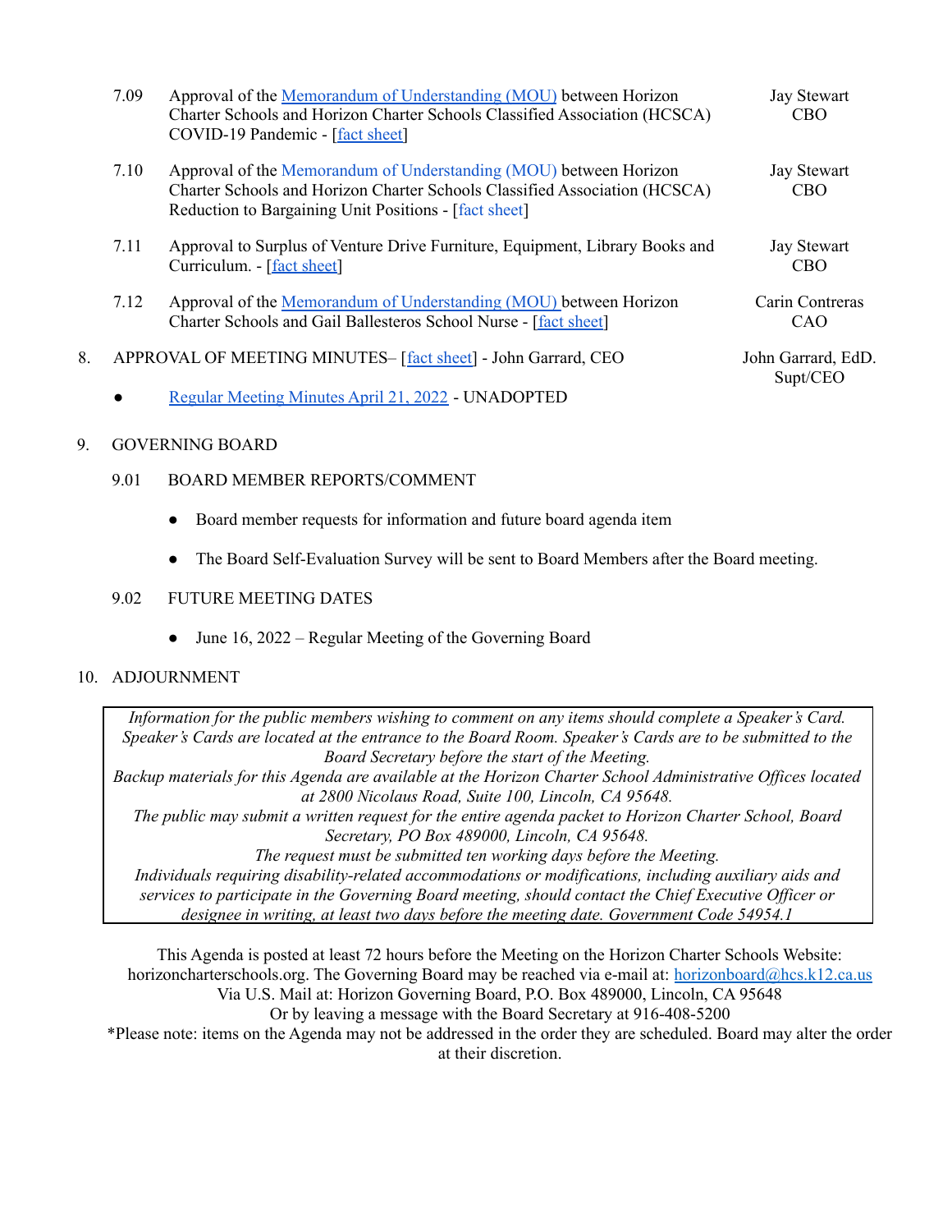7.09 Approval of the Memorandum of Understanding (MOU) between Horizon Charter Schools and Horizon Charter Schools Classified Association (HCSCA) COVID-19 Pandemic - [fact sheet] — Jay Stewart, CBO

7.10 Approval of the Memorandum of Understanding (MOU) between Horizon Charter Schools and Horizon Charter Schools Classified Association (HCSCA) Reduction to Bargaining Unit Positions - [fact sheet] — Jay Stewart, CBO

7.11 Approval to Surplus of Venture Drive Furniture, Equipment, Library Books and Curriculum. - [fact sheet] — Jay Stewart, CBO

7.12 Approval of the Memorandum of Understanding (MOU) between Horizon Charter Schools and Gail Ballesteros School Nurse - [fact sheet] — Carin Contreras, CAO

8. APPROVAL OF MEETING MINUTES– [fact sheet] - John Garrard, CEO — John Garrard, EdD. Supt/CEO

- Regular Meeting Minutes April 21, 2022 - UNADOPTED

9. GOVERNING BOARD

9.01 BOARD MEMBER REPORTS/COMMENT

- Board member requests for information and future board agenda item
- The Board Self-Evaluation Survey will be sent to Board Members after the Board meeting.

9.02 FUTURE MEETING DATES

- June 16, 2022 – Regular Meeting of the Governing Board

10. ADJOURNMENT

*Information for the public members wishing to comment on any items should complete a Speaker's Card. Speaker's Cards are located at the entrance to the Board Room. Speaker's Cards are to be submitted to the Board Secretary before the start of the Meeting.*
*Backup materials for this Agenda are available at the Horizon Charter School Administrative Offices located at 2800 Nicolaus Road, Suite 100, Lincoln, CA 95648.*
*The public may submit a written request for the entire agenda packet to Horizon Charter School, Board Secretary, PO Box 489000, Lincoln, CA 95648.*
*The request must be submitted ten working days before the Meeting.*
*Individuals requiring disability-related accommodations or modifications, including auxiliary aids and services to participate in the Governing Board meeting, should contact the Chief Executive Officer or designee in writing, at least two days before the meeting date. Government Code 54954.1*

This Agenda is posted at least 72 hours before the Meeting on the Horizon Charter Schools Website: horizoncharterschools.org. The Governing Board may be reached via e-mail at: horizonboard@hcs.k12.ca.us
Via U.S. Mail at: Horizon Governing Board, P.O. Box 489000, Lincoln, CA 95648
Or by leaving a message with the Board Secretary at 916-408-5200
*Please note: items on the Agenda may not be addressed in the order they are scheduled. Board may alter the order at their discretion.